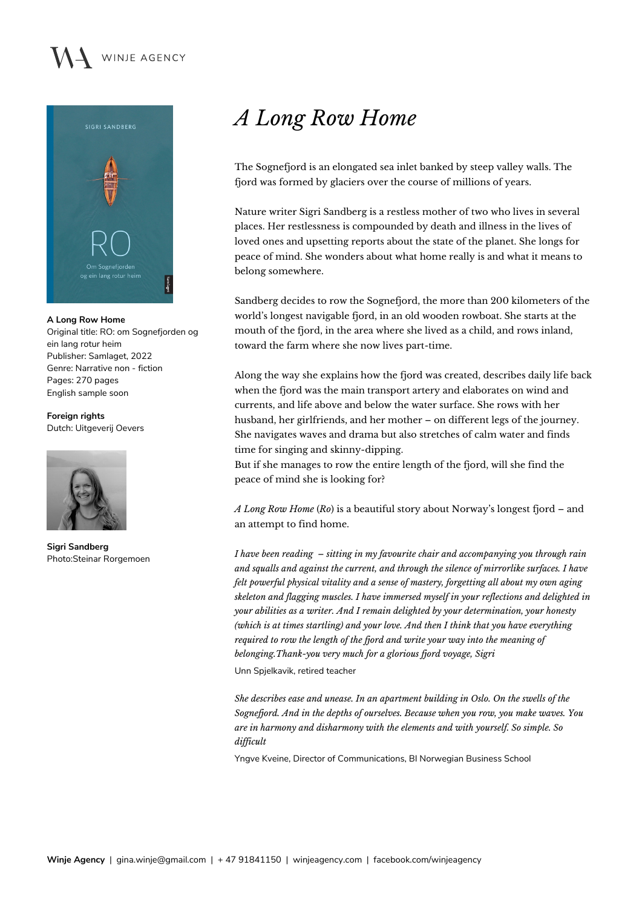WINJE AGENCY

**A Long Row Home**
Original title: RO: om Sognefjorden og ein lang rotur heim
Publisher: Samlaget, 2022
Genre: Narrative non - fiction
Pages: 270 pages
English sample soon

**Foreign rights**
Dutch: Uitgeverij Oevers

**Sigri Sandberg**
Photo:Steinar Rorgemoen

# *A Long Row Home*

The Sognefjord is an elongated sea inlet banked by steep valley walls. The fjord was formed by glaciers over the course of millions of years.

Nature writer Sigri Sandberg is a restless mother of two who lives in several places. Her restlessness is compounded by death and illness in the lives of loved ones and upsetting reports about the state of the planet. She longs for peace of mind. She wonders about what home really is and what it means to belong somewhere.

Sandberg decides to row the Sognefjord, the more than 200 kilometers of the world's longest navigable fjord, in an old wooden rowboat. She starts at the mouth of the fjord, in the area where she lived as a child, and rows inland, toward the farm where she now lives part-time.

Along the way she explains how the fjord was created, describes daily life back when the fjord was the main transport artery and elaborates on wind and currents, and life above and below the water surface. She rows with her husband, her girlfriends, and her mother – on different legs of the journey. She navigates waves and drama but also stretches of calm water and finds time for singing and skinny-dipping.
But if she manages to row the entire length of the fjord, will she find the peace of mind she is looking for?

*A Long Row Home* (*Ro*) is a beautiful story about Norway's longest fjord – and an attempt to find home.

*I have been reading – sitting in my favourite chair and accompanying you through rain and squalls and against the current, and through the silence of mirrorlike surfaces. I have felt powerful physical vitality and a sense of mastery, forgetting all about my own aging skeleton and flagging muscles. I have immersed myself in your reflections and delighted in your abilities as a writer. And I remain delighted by your determination, your honesty (which is at times startling) and your love. And then I think that you have everything required to row the length of the fjord and write your way into the meaning of belonging.Thank-you very much for a glorious fjord voyage, Sigri*

Unn Spjelkavik, retired teacher

*She describes ease and unease. In an apartment building in Oslo. On the swells of the Sognefjord. And in the depths of ourselves. Because when you row, you make waves. You are in harmony and disharmony with the elements and with yourself. So simple. So difficult*

Yngve Kveine, Director of Communications, BI Norwegian Business School

**Winje Agency** | gina.winje@gmail.com | + 47 91841150 | winjeagency.com | facebook.com/winjeagency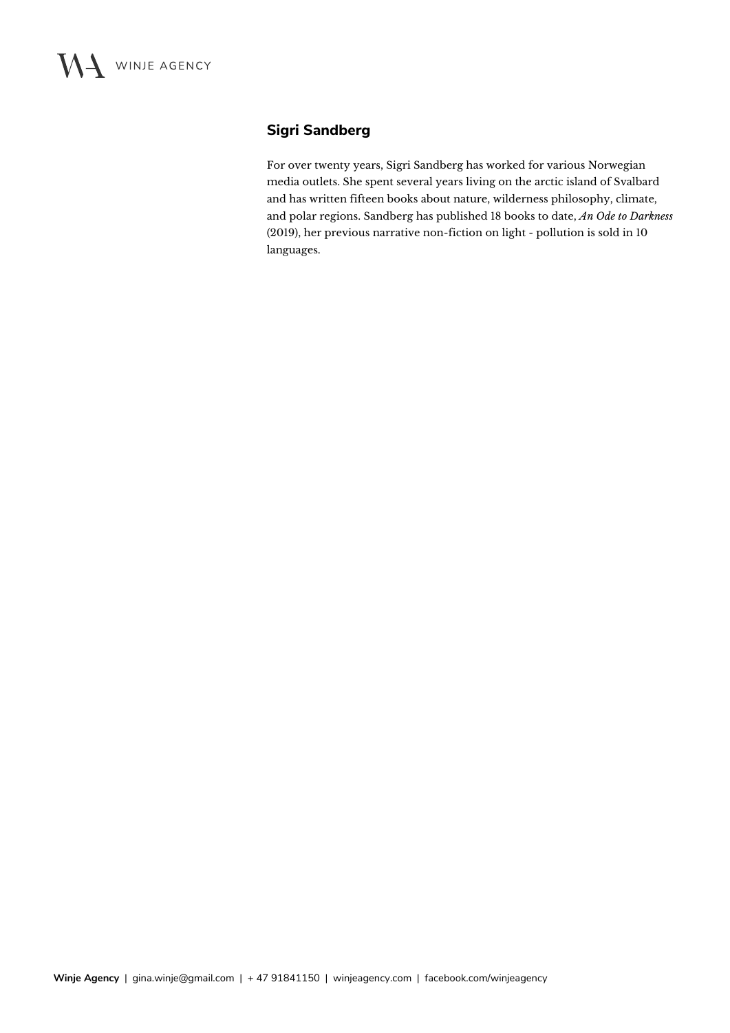## Sigri Sandberg

For over twenty years, Sigri Sandberg has worked for various Norwegian media outlets. She spent several years living on the arctic island of Svalbard and has written fifteen books about nature, wilderness philosophy, climate, and polar regions. Sandberg has published 18 books to date, *An Ode to Darkness* (2019), her previous narrative non-fiction on light - pollution is sold in 10 languages.